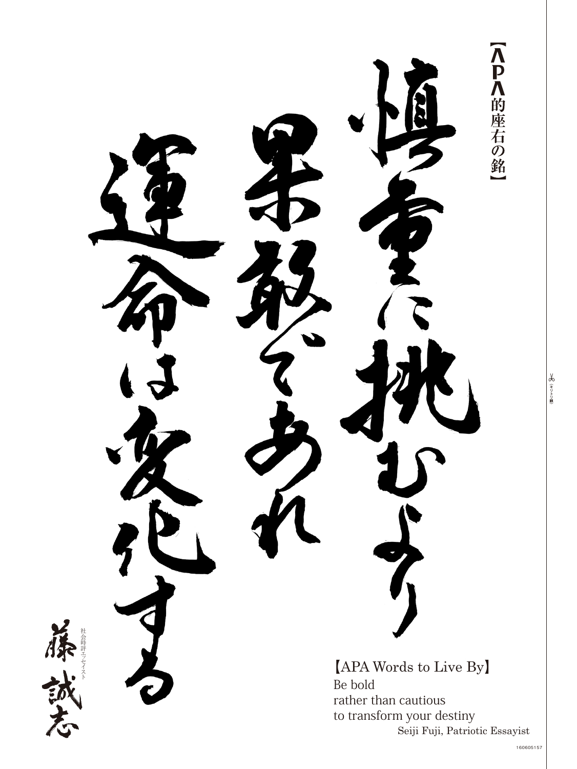【APA的座右の銘】

慎重に挑むより果敢であれ運命は変化する

社会時評エッセイスト 藤誠志

【APA Words to Live By】

Be bold
rather than cautious
to transform your destiny

Seiji Fuji, Patriotic Essayist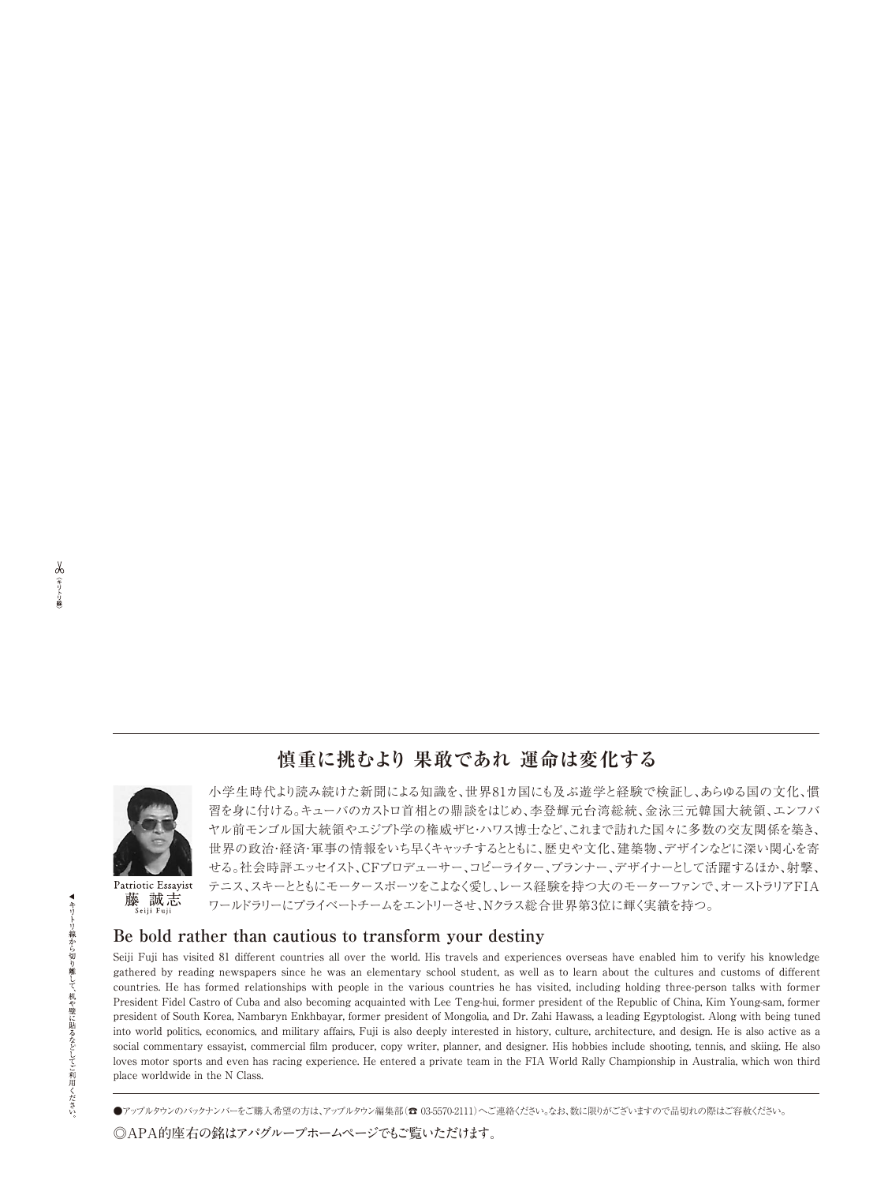✂（キリトリ線）

## 慎重に挑むより 果敢であれ 運命は変化する

Patriotic Essayist
藤 誠志
Seiji Fuji

小学生時代より読み続けた新聞による知識を、世界81カ国にも及ぶ遊学と経験で検証し、あらゆる国の文化、慣習を身に付ける。キューバのカストロ首相との鼎談をはじめ、李登輝元台湾総統、金泳三元韓国大統領、エンフバヤル前モンゴル国大統領やエジプト学の権威ザヒ・ハワス博士など、これまで訪れた国々に多数の交友関係を築き、世界の政治・経済・軍事の情報をいち早くキャッチするとともに、歴史や文化、建築物、デザインなどに深い関心を寄せる。社会時評エッセイスト、CFプロデューサー、コピーライター、プランナー、デザイナーとして活躍するほか、射撃、テニス、スキーとともにモータースポーツをこよなく愛し、レース経験を持つ大のモーターファンで、オーストラリアFIAワールドラリーにプライベートチームをエントリーさせ、Nクラス総合世界第3位に輝く実績を持つ。

## Be bold rather than cautious to transform your destiny

Seiji Fuji has visited 81 different countries all over the world. His travels and experiences overseas have enabled him to verify his knowledge gathered by reading newspapers since he was an elementary school student, as well as to learn about the cultures and customs of different countries. He has formed relationships with people in the various countries he has visited, including holding three-person talks with former President Fidel Castro of Cuba and also becoming acquainted with Lee Teng-hui, former president of the Republic of China, Kim Young-sam, former president of South Korea, Nambaryn Enkhbayar, former president of Mongolia, and Dr. Zahi Hawass, a leading Egyptologist. Along with being tuned into world politics, economics, and military affairs, Fuji is also deeply interested in history, culture, architecture, and design. He is also active as a social commentary essayist, commercial film producer, copy writer, planner, and designer. His hobbies include shooting, tennis, and skiing. He also loves motor sports and even has racing experience. He entered a private team in the FIA World Rally Championship in Australia, which won third place worldwide in the N Class.

●アップルタウンのバックナンバーをご購入希望の方は、アップルタウン編集部（☎ 03-5570-2111）へご連絡ください。なお、数に限りがございますので品切れの際はご容赦ください。

◎APA的座右の銘はアパグループホームページでもご覧いただけます。

◀キリトリ線から切り離して、机や壁に貼るなどしてご利用ください。